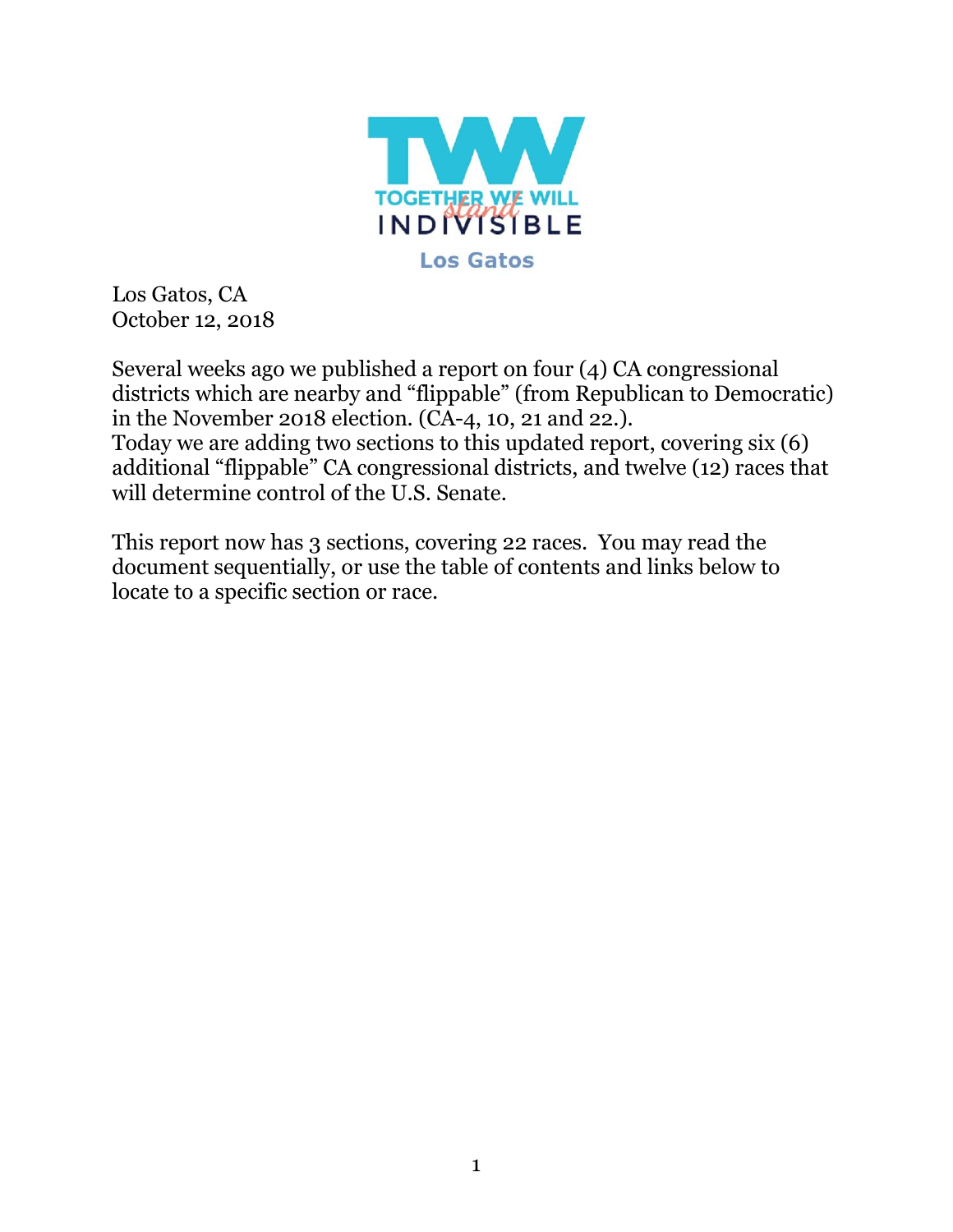TOGETHER WE WILL stand INDIVISIBLE

Los Gatos

Los Gatos, CA
October 12, 2018

Several weeks ago we published a report on four (4) CA congressional districts which are nearby and “flippable” (from Republican to Democratic) in the November 2018 election. (CA-4, 10, 21 and 22.).
Today we are adding two sections to this updated report, covering six (6) additional “flippable” CA congressional districts, and twelve (12) races that will determine control of the U.S. Senate.

This report now has 3 sections, covering 22 races. You may read the document sequentially, or use the table of contents and links below to locate to a specific section or race.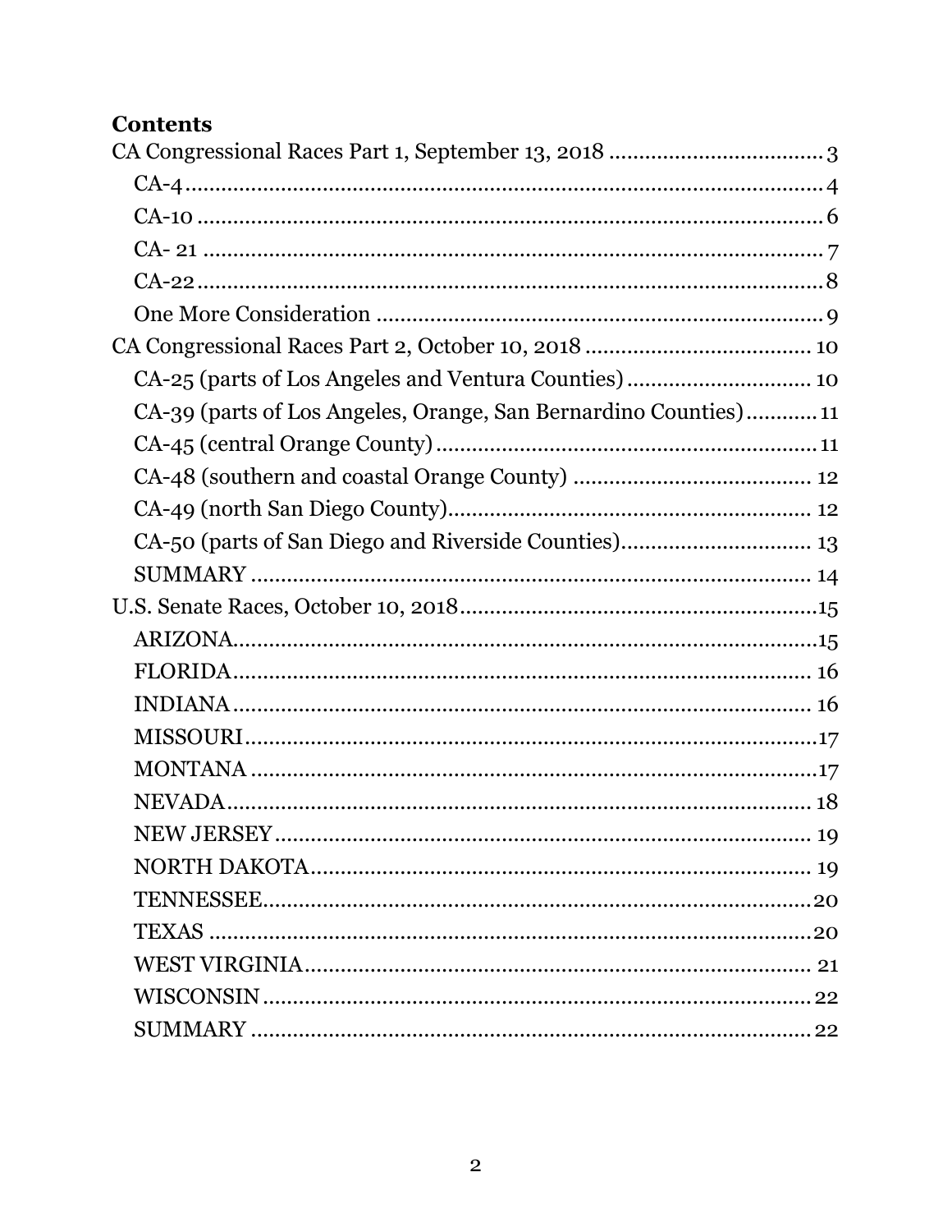## Contents

- CA Congressional Races Part 1, September 13, 2018 .................................. 3
  - CA-4 .................................................................................................... 4
  - CA-10 .................................................................................................. 6
  - CA- 21 .................................................................................................. 7
  - CA-22 .................................................................................................. 8
  - One More Consideration ........................................................................ 9
- CA Congressional Races Part 2, October 10, 2018 .................................. 10
  - CA-25 (parts of Los Angeles and Ventura Counties) .............................. 10
  - CA-39 (parts of Los Angeles, Orange, San Bernardino Counties) ........... 11
  - CA-45 (central Orange County) ............................................................ 11
  - CA-48 (southern and coastal Orange County) ....................................... 12
  - CA-49 (north San Diego County) .......................................................... 12
  - CA-50 (parts of San Diego and Riverside Counties) ............................... 13
  - SUMMARY ........................................................................................... 14
- U.S. Senate Races, October 10, 2018 ...................................................... 15
  - ARIZONA .............................................................................................. 15
  - FLORIDA ............................................................................................... 16
  - INDIANA ............................................................................................... 16
  - MISSOURI ............................................................................................. 17
  - MONTANA ............................................................................................ 17
  - NEVADA ................................................................................................ 18
  - NEW JERSEY ......................................................................................... 19
  - NORTH DAKOTA ................................................................................... 19
  - TENNESSEE .......................................................................................... 20
  - TEXAS ................................................................................................... 20
  - WEST VIRGINIA .................................................................................... 21
  - WISCONSIN .......................................................................................... 22
  - SUMMARY ............................................................................................ 22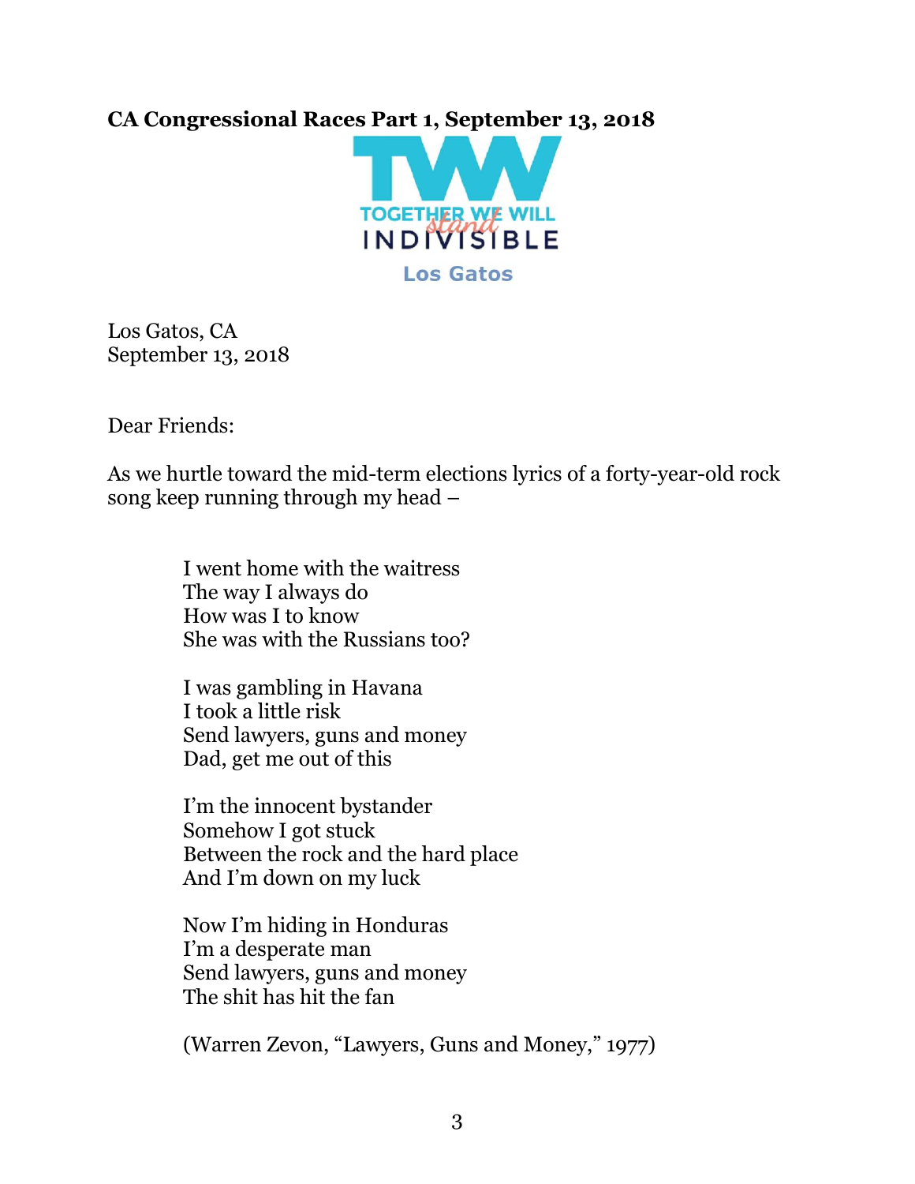**CA Congressional Races Part 1, September 13, 2018**

TOGETHER WE WILL stand INDIVISIBLE Los Gatos

Los Gatos, CA
September 13, 2018

Dear Friends:

As we hurtle toward the mid-term elections lyrics of a forty-year-old rock song keep running through my head –

> I went home with the waitress
> The way I always do
> How was I to know
> She was with the Russians too?
>
> I was gambling in Havana
> I took a little risk
> Send lawyers, guns and money
> Dad, get me out of this
>
> I'm the innocent bystander
> Somehow I got stuck
> Between the rock and the hard place
> And I'm down on my luck
>
> Now I'm hiding in Honduras
> I'm a desperate man
> Send lawyers, guns and money
> The shit has hit the fan
>
> (Warren Zevon, "Lawyers, Guns and Money," 1977)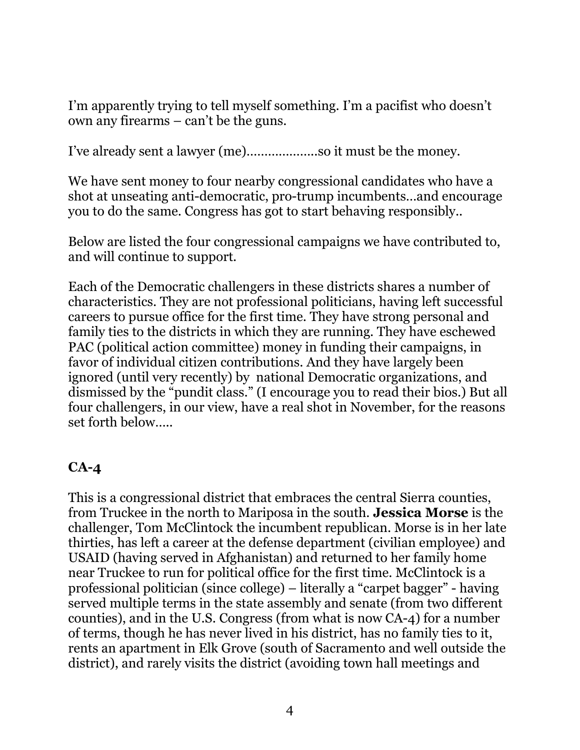I'm apparently trying to tell myself something. I'm a pacifist who doesn't own any firearms – can't be the guns.

I've already sent a lawyer (me)………………..so it must be the money.

We have sent money to four nearby congressional candidates who have a shot at unseating anti-democratic, pro-trump incumbents…and encourage you to do the same. Congress has got to start behaving responsibly..

Below are listed the four congressional campaigns we have contributed to, and will continue to support.

Each of the Democratic challengers in these districts shares a number of characteristics. They are not professional politicians, having left successful careers to pursue office for the first time. They have strong personal and family ties to the districts in which they are running. They have eschewed PAC (political action committee) money in funding their campaigns, in favor of individual citizen contributions. And they have largely been ignored (until very recently) by national Democratic organizations, and dismissed by the "pundit class." (I encourage you to read their bios.) But all four challengers, in our view, have a real shot in November, for the reasons set forth below…..

## CA-4

This is a congressional district that embraces the central Sierra counties, from Truckee in the north to Mariposa in the south. **Jessica Morse** is the challenger, Tom McClintock the incumbent republican. Morse is in her late thirties, has left a career at the defense department (civilian employee) and USAID (having served in Afghanistan) and returned to her family home near Truckee to run for political office for the first time. McClintock is a professional politician (since college) – literally a "carpet bagger" - having served multiple terms in the state assembly and senate (from two different counties), and in the U.S. Congress (from what is now CA-4) for a number of terms, though he has never lived in his district, has no family ties to it, rents an apartment in Elk Grove (south of Sacramento and well outside the district), and rarely visits the district (avoiding town hall meetings and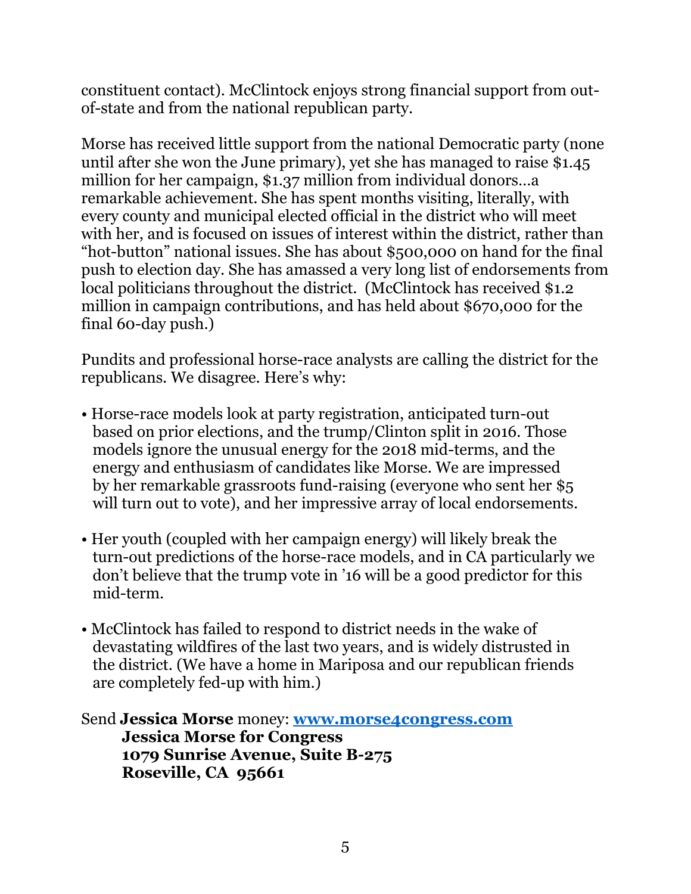constituent contact). McClintock enjoys strong financial support from out-of-state and from the national republican party.

Morse has received little support from the national Democratic party (none until after she won the June primary), yet she has managed to raise $1.45 million for her campaign, $1.37 million from individual donors…a remarkable achievement. She has spent months visiting, literally, with every county and municipal elected official in the district who will meet with her, and is focused on issues of interest within the district, rather than "hot-button" national issues. She has about $500,000 on hand for the final push to election day. She has amassed a very long list of endorsements from local politicians throughout the district. (McClintock has received $1.2 million in campaign contributions, and has held about $670,000 for the final 60-day push.)

Pundits and professional horse-race analysts are calling the district for the republicans. We disagree. Here's why:

- Horse-race models look at party registration, anticipated turn-out based on prior elections, and the trump/Clinton split in 2016. Those models ignore the unusual energy for the 2018 mid-terms, and the energy and enthusiasm of candidates like Morse. We are impressed by her remarkable grassroots fund-raising (everyone who sent her $5 will turn out to vote), and her impressive array of local endorsements.

- Her youth (coupled with her campaign energy) will likely break the turn-out predictions of the horse-race models, and in CA particularly we don't believe that the trump vote in '16 will be a good predictor for this mid-term.

- McClintock has failed to respond to district needs in the wake of devastating wildfires of the last two years, and is widely distrusted in the district. (We have a home in Mariposa and our republican friends are completely fed-up with him.)

Send **Jessica Morse** money: **[www.morse4congress.com](http://www.morse4congress.com)**
**Jessica Morse for Congress**
**1079 Sunrise Avenue, Suite B-275**
**Roseville, CA 95661**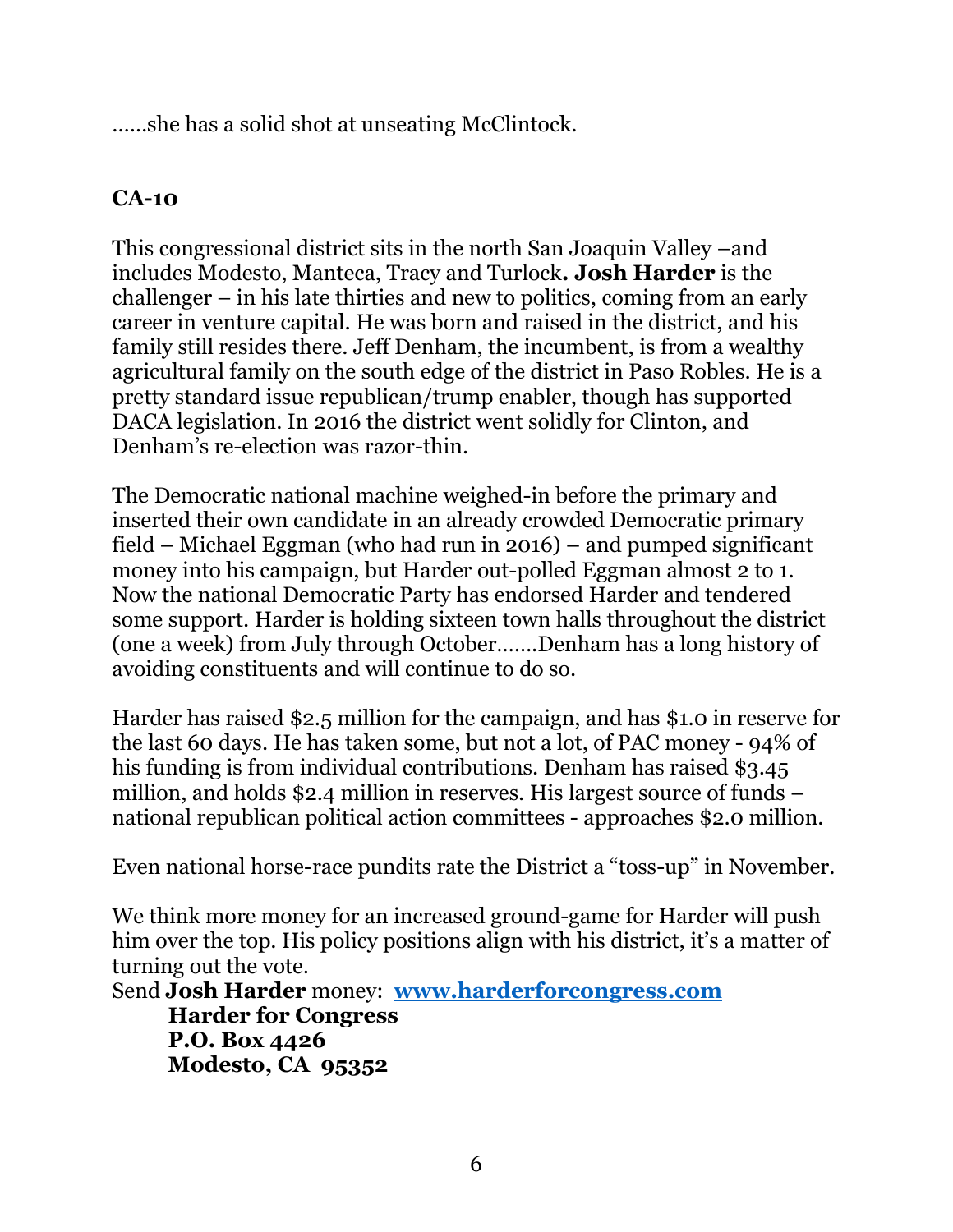……she has a solid shot at unseating McClintock.

**CA-10**

This congressional district sits in the north San Joaquin Valley –and includes Modesto, Manteca, Tracy and Turlock**. Josh Harder** is the challenger – in his late thirties and new to politics, coming from an early career in venture capital. He was born and raised in the district, and his family still resides there. Jeff Denham, the incumbent, is from a wealthy agricultural family on the south edge of the district in Paso Robles. He is a pretty standard issue republican/trump enabler, though has supported DACA legislation. In 2016 the district went solidly for Clinton, and Denham's re-election was razor-thin.

The Democratic national machine weighed-in before the primary and inserted their own candidate in an already crowded Democratic primary field – Michael Eggman (who had run in 2016) – and pumped significant money into his campaign, but Harder out-polled Eggman almost 2 to 1. Now the national Democratic Party has endorsed Harder and tendered some support. Harder is holding sixteen town halls throughout the district (one a week) from July through October…….Denham has a long history of avoiding constituents and will continue to do so.

Harder has raised $2.5 million for the campaign, and has $1.0 in reserve for the last 60 days. He has taken some, but not a lot, of PAC money - 94% of his funding is from individual contributions. Denham has raised $3.45 million, and holds $2.4 million in reserves. His largest source of funds – national republican political action committees - approaches $2.0 million.

Even national horse-race pundits rate the District a "toss-up" in November.

We think more money for an increased ground-game for Harder will push him over the top. His policy positions align with his district, it's a matter of turning out the vote.

Send **Josh Harder** money: **[www.harderforcongress.com](http://www.harderforcongress.com)**

**Harder for Congress**
**P.O. Box 4426**
**Modesto, CA 95352**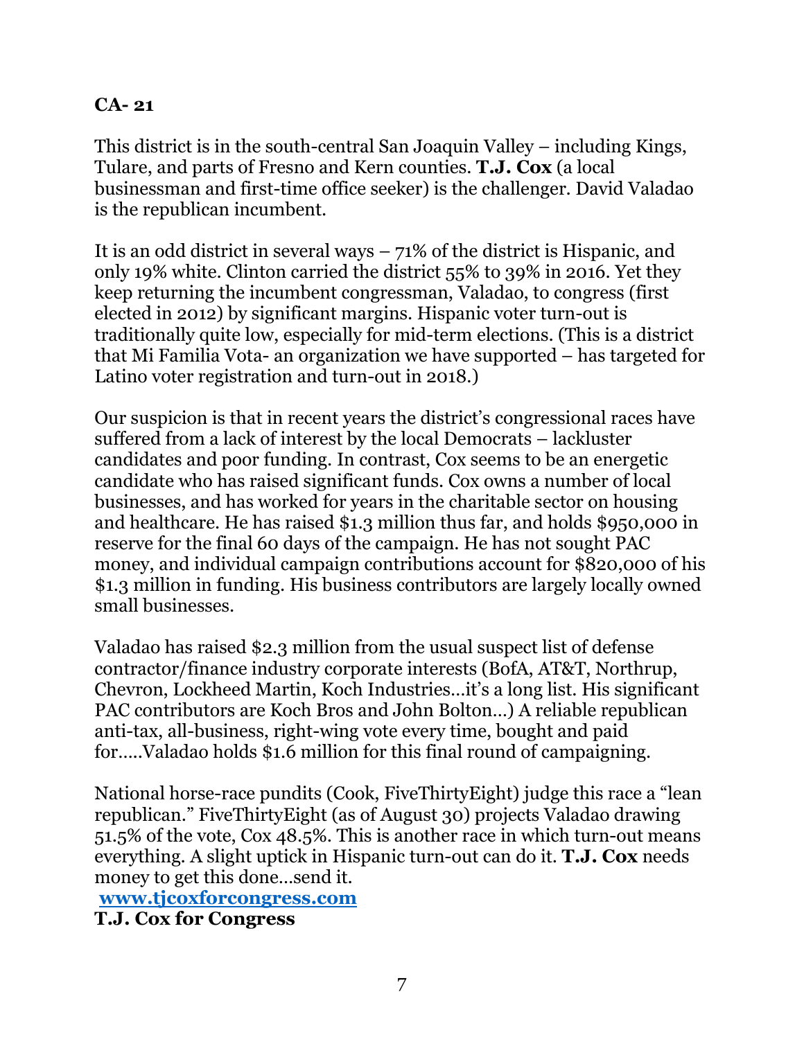## CA- 21

This district is in the south-central San Joaquin Valley – including Kings, Tulare, and parts of Fresno and Kern counties. **T.J. Cox** (a local businessman and first-time office seeker) is the challenger. David Valadao is the republican incumbent.

It is an odd district in several ways – 71% of the district is Hispanic, and only 19% white. Clinton carried the district 55% to 39% in 2016. Yet they keep returning the incumbent congressman, Valadao, to congress (first elected in 2012) by significant margins. Hispanic voter turn-out is traditionally quite low, especially for mid-term elections. (This is a district that Mi Familia Vota- an organization we have supported – has targeted for Latino voter registration and turn-out in 2018.)

Our suspicion is that in recent years the district's congressional races have suffered from a lack of interest by the local Democrats – lackluster candidates and poor funding. In contrast, Cox seems to be an energetic candidate who has raised significant funds. Cox owns a number of local businesses, and has worked for years in the charitable sector on housing and healthcare. He has raised $1.3 million thus far, and holds $950,000 in reserve for the final 60 days of the campaign. He has not sought PAC money, and individual campaign contributions account for $820,000 of his $1.3 million in funding. His business contributors are largely locally owned small businesses.

Valadao has raised $2.3 million from the usual suspect list of defense contractor/finance industry corporate interests (BofA, AT&T, Northrup, Chevron, Lockheed Martin, Koch Industries…it's a long list. His significant PAC contributors are Koch Bros and John Bolton…) A reliable republican anti-tax, all-business, right-wing vote every time, bought and paid for…..Valadao holds $1.6 million for this final round of campaigning.

National horse-race pundits (Cook, FiveThirtyEight) judge this race a "lean republican." FiveThirtyEight (as of August 30) projects Valadao drawing 51.5% of the vote, Cox 48.5%. This is another race in which turn-out means everything. A slight uptick in Hispanic turn-out can do it. **T.J. Cox** needs money to get this done…send it.

**[www.tjcoxforcongress.com](http://www.tjcoxforcongress.com)**

**T.J. Cox for Congress**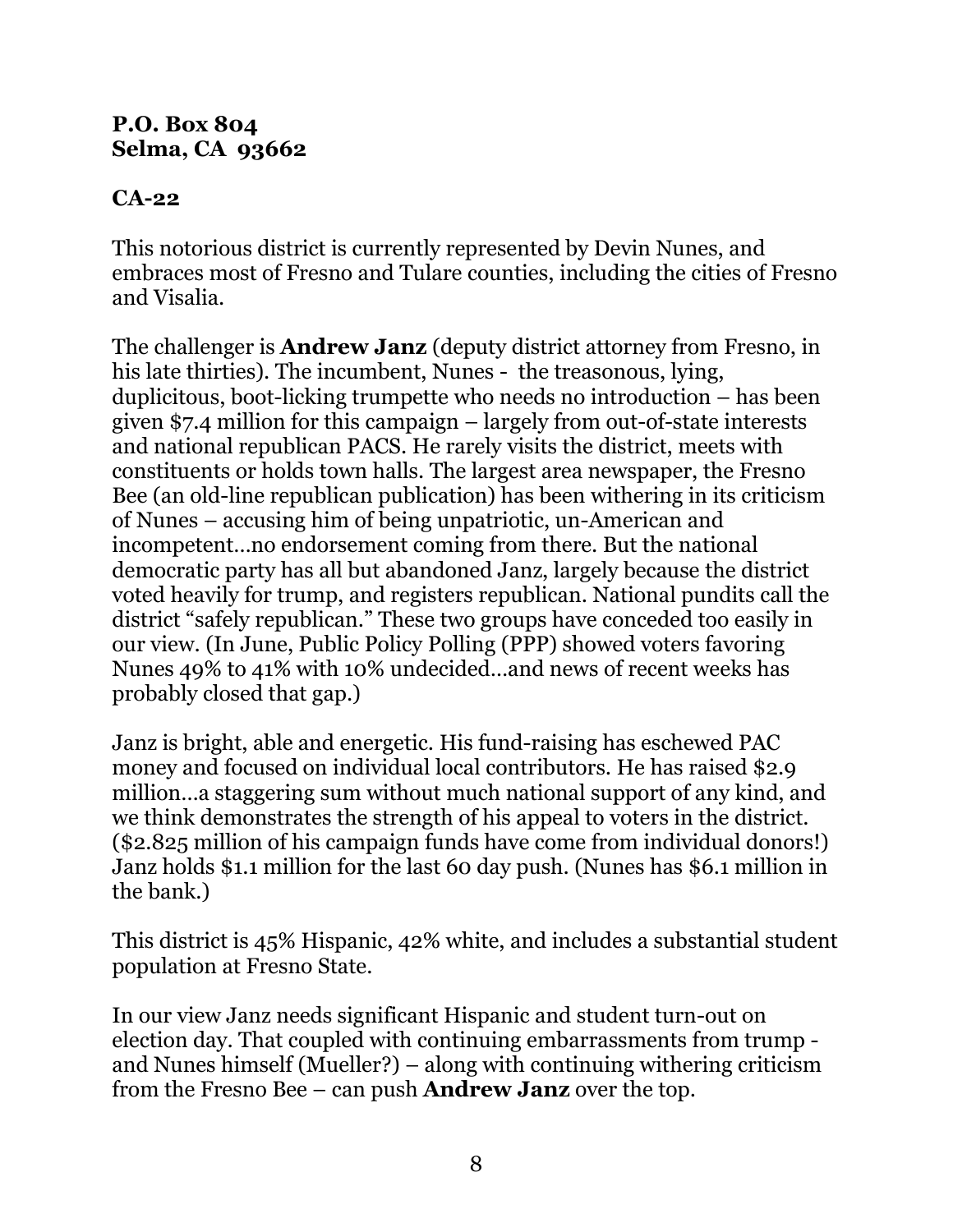**P.O. Box 804**
**Selma, CA 93662**

## CA-22

This notorious district is currently represented by Devin Nunes, and embraces most of Fresno and Tulare counties, including the cities of Fresno and Visalia.

The challenger is **Andrew Janz** (deputy district attorney from Fresno, in his late thirties). The incumbent, Nunes - the treasonous, lying, duplicitous, boot-licking trumpette who needs no introduction – has been given $7.4 million for this campaign – largely from out-of-state interests and national republican PACS. He rarely visits the district, meets with constituents or holds town halls. The largest area newspaper, the Fresno Bee (an old-line republican publication) has been withering in its criticism of Nunes – accusing him of being unpatriotic, un-American and incompetent…no endorsement coming from there. But the national democratic party has all but abandoned Janz, largely because the district voted heavily for trump, and registers republican. National pundits call the district "safely republican." These two groups have conceded too easily in our view. (In June, Public Policy Polling (PPP) showed voters favoring Nunes 49% to 41% with 10% undecided…and news of recent weeks has probably closed that gap.)

Janz is bright, able and energetic. His fund-raising has eschewed PAC money and focused on individual local contributors. He has raised $2.9 million…a staggering sum without much national support of any kind, and we think demonstrates the strength of his appeal to voters in the district. ($2.825 million of his campaign funds have come from individual donors!) Janz holds $1.1 million for the last 60 day push. (Nunes has $6.1 million in the bank.)

This district is 45% Hispanic, 42% white, and includes a substantial student population at Fresno State.

In our view Janz needs significant Hispanic and student turn-out on election day. That coupled with continuing embarrassments from trump - and Nunes himself (Mueller?) – along with continuing withering criticism from the Fresno Bee – can push **Andrew Janz** over the top.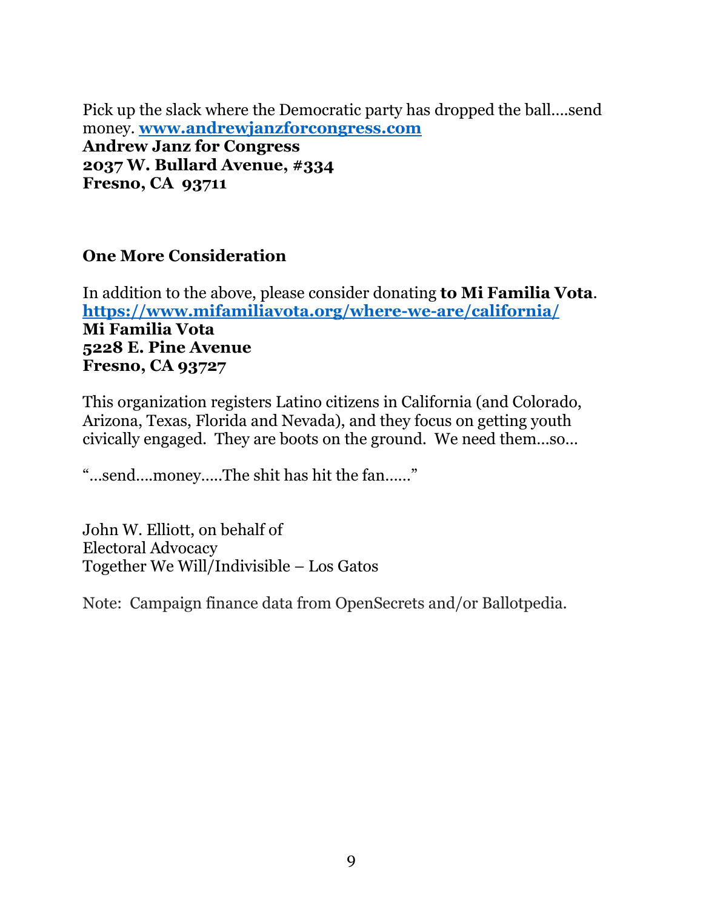Pick up the slack where the Democratic party has dropped the ball....send money. **[www.andrewjanzforcongress.com](www.andrewjanzforcongress.com)**
**Andrew Janz for Congress**
**2037 W. Bullard Avenue, #334**
**Fresno, CA 93711**

**One More Consideration**

In addition to the above, please consider donating **to Mi Familia Vota**.
**[https://www.mifamiliavota.org/where-we-are/california/](https://www.mifamiliavota.org/where-we-are/california/)**
**Mi Familia Vota**
**5228 E. Pine Avenue**
**Fresno, CA 93727**

This organization registers Latino citizens in California (and Colorado, Arizona, Texas, Florida and Nevada), and they focus on getting youth civically engaged. They are boots on the ground. We need them…so…

"…send….money…..The shit has hit the fan……"

John W. Elliott, on behalf of
Electoral Advocacy
Together We Will/Indivisible – Los Gatos

Note: Campaign finance data from OpenSecrets and/or Ballotpedia.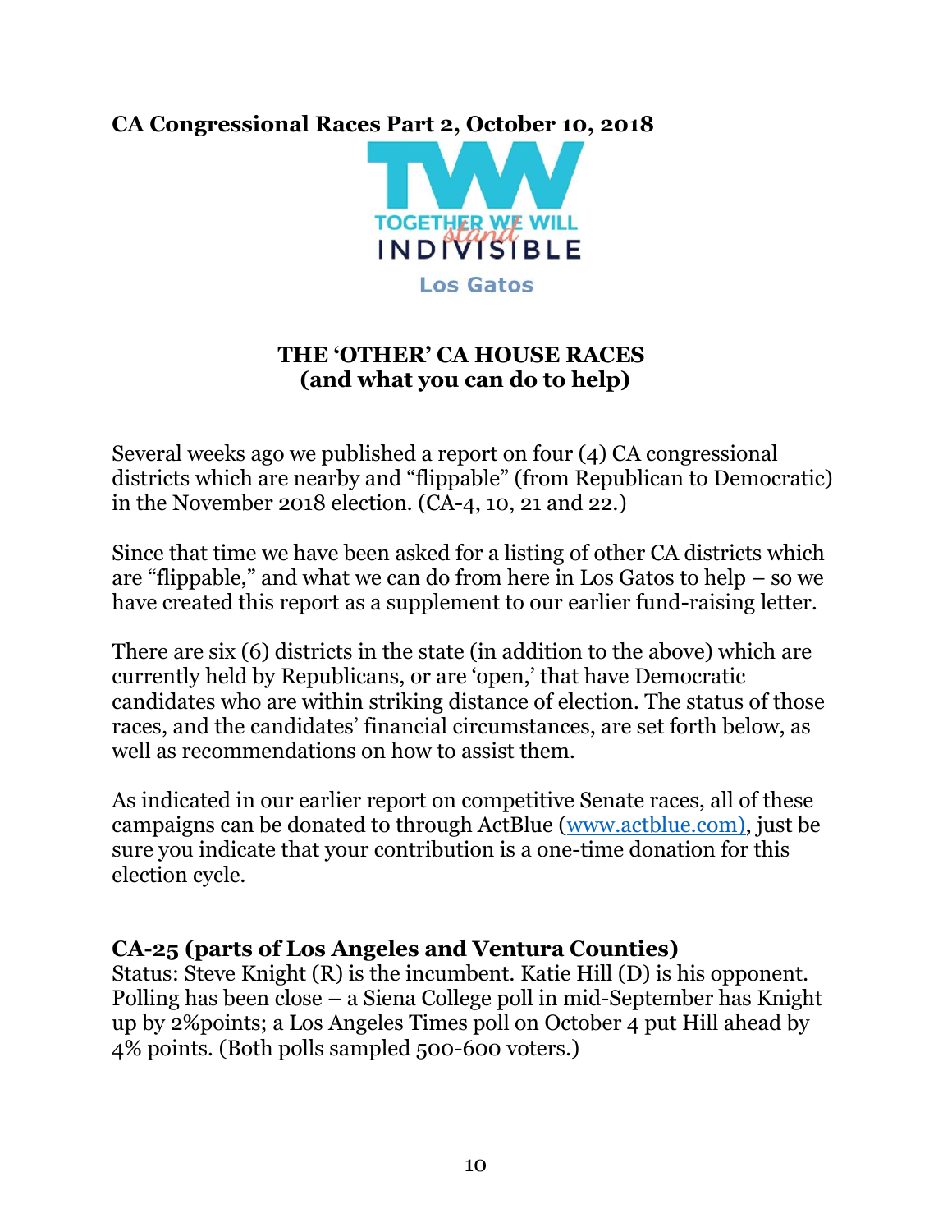**CA Congressional Races Part 2, October 10, 2018**

TOGETHER WE WILL *stand* INDIVISIBLE
Los Gatos

## THE 'OTHER' CA HOUSE RACES
## (and what you can do to help)

Several weeks ago we published a report on four (4) CA congressional districts which are nearby and "flippable" (from Republican to Democratic) in the November 2018 election. (CA-4, 10, 21 and 22.)

Since that time we have been asked for a listing of other CA districts which are "flippable," and what we can do from here in Los Gatos to help – so we have created this report as a supplement to our earlier fund-raising letter.

There are six (6) districts in the state (in addition to the above) which are currently held by Republicans, or are 'open,' that have Democratic candidates who are within striking distance of election. The status of those races, and the candidates' financial circumstances, are set forth below, as well as recommendations on how to assist them.

As indicated in our earlier report on competitive Senate races, all of these campaigns can be donated to through ActBlue (www.actblue.com), just be sure you indicate that your contribution is a one-time donation for this election cycle.

**CA-25 (parts of Los Angeles and Ventura Counties)**
Status: Steve Knight (R) is the incumbent. Katie Hill (D) is his opponent. Polling has been close – a Siena College poll in mid-September has Knight up by 2%points; a Los Angeles Times poll on October 4 put Hill ahead by 4% points. (Both polls sampled 500-600 voters.)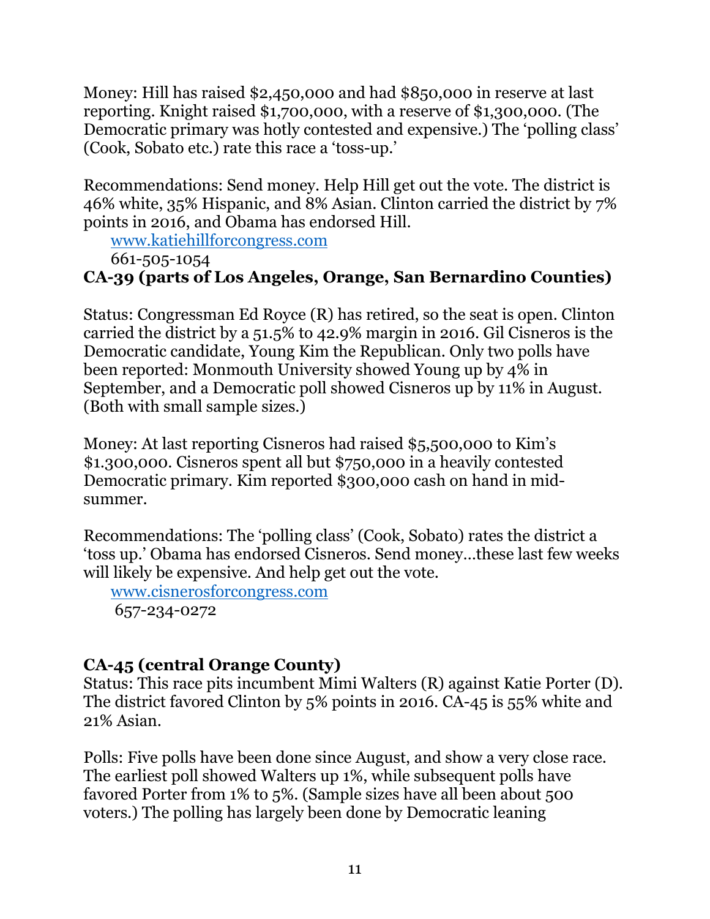Money: Hill has raised $2,450,000 and had $850,000 in reserve at last reporting. Knight raised $1,700,000, with a reserve of $1,300,000. (The Democratic primary was hotly contested and expensive.) The 'polling class' (Cook, Sobato etc.) rate this race a 'toss-up.'

Recommendations: Send money. Help Hill get out the vote. The district is 46% white, 35% Hispanic, and 8% Asian. Clinton carried the district by 7% points in 2016, and Obama has endorsed Hill.

[www.katiehillforcongress.com](http://www.katiehillforcongress.com)
661-505-1054

**CA-39 (parts of Los Angeles, Orange, San Bernardino Counties)**

Status: Congressman Ed Royce (R) has retired, so the seat is open. Clinton carried the district by a 51.5% to 42.9% margin in 2016. Gil Cisneros is the Democratic candidate, Young Kim the Republican. Only two polls have been reported: Monmouth University showed Young up by 4% in September, and a Democratic poll showed Cisneros up by 11% in August. (Both with small sample sizes.)

Money: At last reporting Cisneros had raised $5,500,000 to Kim's $1.300,000. Cisneros spent all but $750,000 in a heavily contested Democratic primary. Kim reported $300,000 cash on hand in mid-summer.

Recommendations: The 'polling class' (Cook, Sobato) rates the district a 'toss up.' Obama has endorsed Cisneros. Send money…these last few weeks will likely be expensive. And help get out the vote.

[www.cisnerosforcongress.com](http://www.cisnerosforcongress.com)
657-234-0272

**CA-45 (central Orange County)**

Status: This race pits incumbent Mimi Walters (R) against Katie Porter (D). The district favored Clinton by 5% points in 2016. CA-45 is 55% white and 21% Asian.

Polls: Five polls have been done since August, and show a very close race. The earliest poll showed Walters up 1%, while subsequent polls have favored Porter from 1% to 5%. (Sample sizes have all been about 500 voters.) The polling has largely been done by Democratic leaning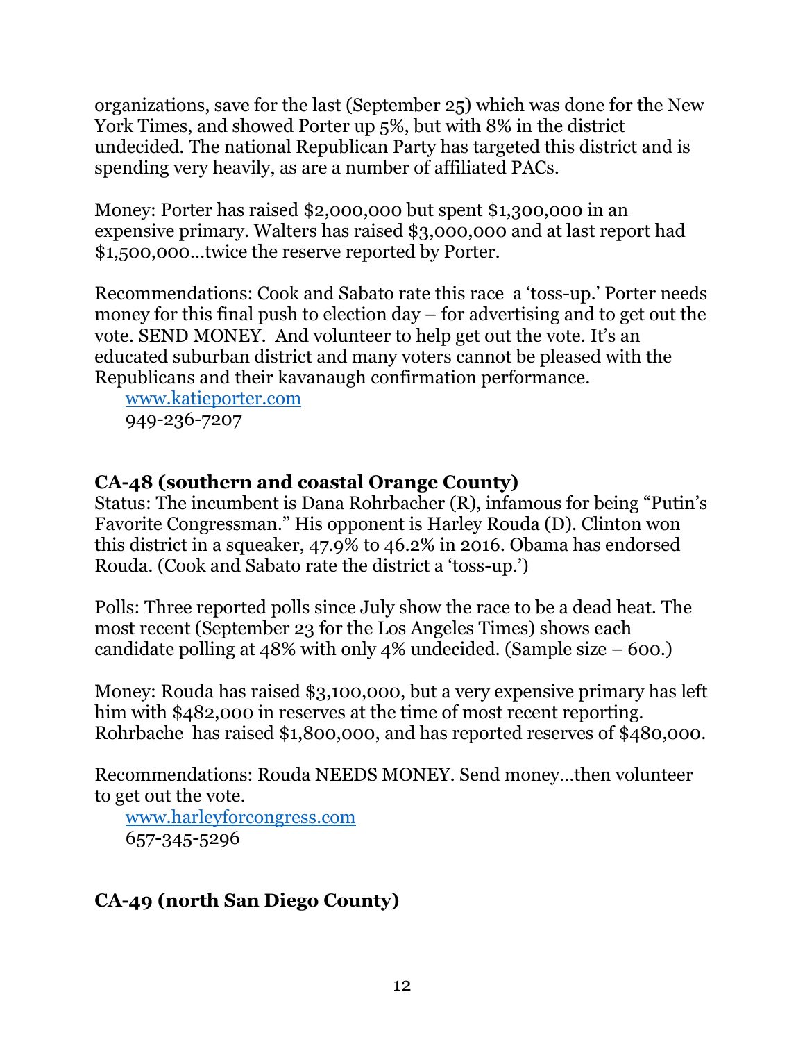organizations, save for the last (September 25) which was done for the New York Times, and showed Porter up 5%, but with 8% in the district undecided. The national Republican Party has targeted this district and is spending very heavily, as are a number of affiliated PACs.

Money: Porter has raised $2,000,000 but spent $1,300,000 in an expensive primary. Walters has raised $3,000,000 and at last report had $1,500,000…twice the reserve reported by Porter.

Recommendations: Cook and Sabato rate this race a 'toss-up.' Porter needs money for this final push to election day – for advertising and to get out the vote. SEND MONEY. And volunteer to help get out the vote. It's an educated suburban district and many voters cannot be pleased with the Republicans and their kavanaugh confirmation performance.

[www.katieporter.com](http://www.katieporter.com)
949-236-7207

**CA-48 (southern and coastal Orange County)**

Status: The incumbent is Dana Rohrbacher (R), infamous for being "Putin's Favorite Congressman." His opponent is Harley Rouda (D). Clinton won this district in a squeaker, 47.9% to 46.2% in 2016. Obama has endorsed Rouda. (Cook and Sabato rate the district a 'toss-up.')

Polls: Three reported polls since July show the race to be a dead heat. The most recent (September 23 for the Los Angeles Times) shows each candidate polling at 48% with only 4% undecided. (Sample size – 600.)

Money: Rouda has raised $3,100,000, but a very expensive primary has left him with $482,000 in reserves at the time of most recent reporting. Rohrbache has raised $1,800,000, and has reported reserves of $480,000.

Recommendations: Rouda NEEDS MONEY. Send money…then volunteer to get out the vote.

[www.harleyforcongress.com](http://www.harleyforcongress.com)
657-345-5296

**CA-49 (north San Diego County)**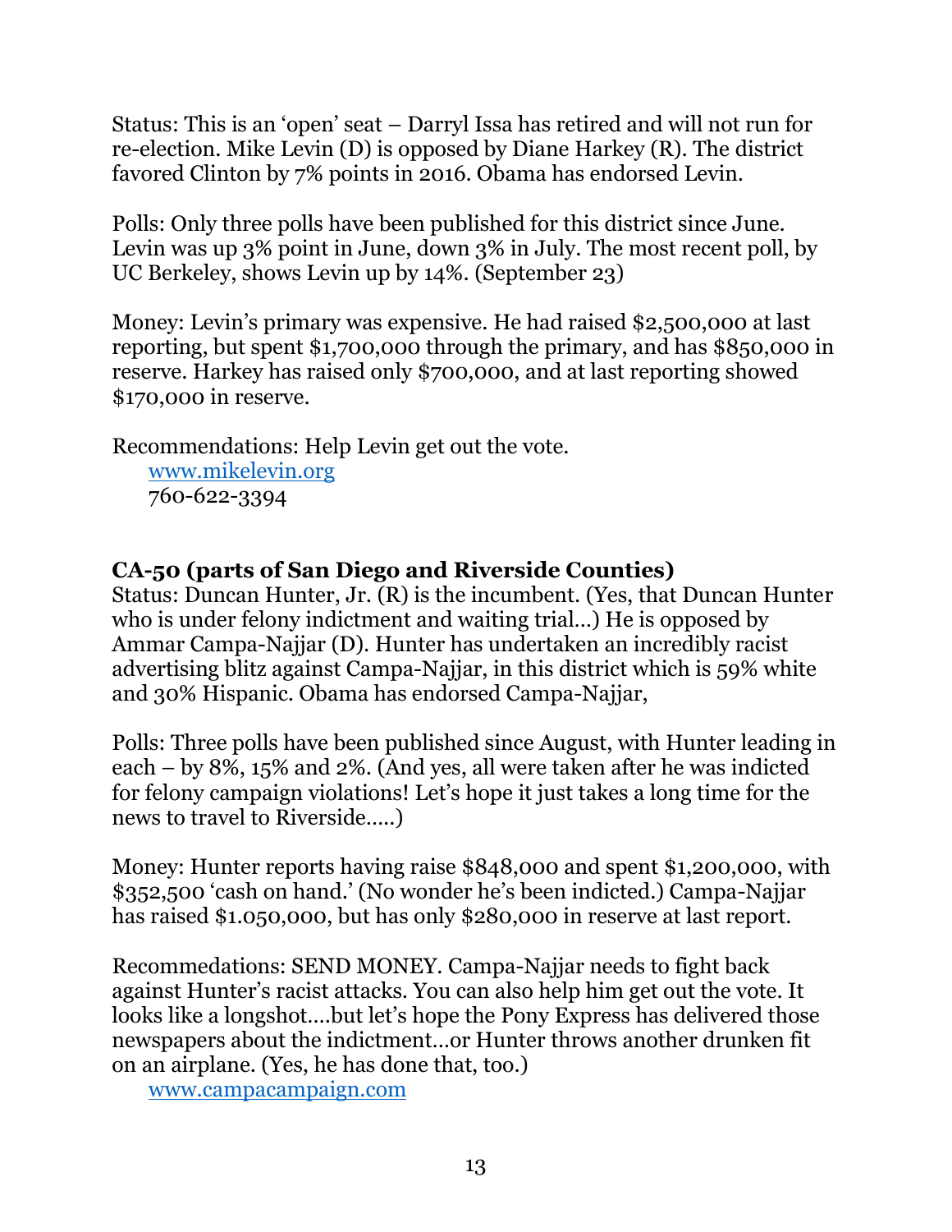Status: This is an 'open' seat – Darryl Issa has retired and will not run for re-election. Mike Levin (D) is opposed by Diane Harkey (R). The district favored Clinton by 7% points in 2016. Obama has endorsed Levin.

Polls: Only three polls have been published for this district since June. Levin was up 3% point in June, down 3% in July. The most recent poll, by UC Berkeley, shows Levin up by 14%. (September 23)

Money: Levin's primary was expensive. He had raised $2,500,000 at last reporting, but spent $1,700,000 through the primary, and has $850,000 in reserve. Harkey has raised only $700,000, and at last reporting showed $170,000 in reserve.

Recommendations: Help Levin get out the vote.
    www.mikelevin.org
    760-622-3394

**CA-50 (parts of San Diego and Riverside Counties)**
Status: Duncan Hunter, Jr. (R) is the incumbent. (Yes, that Duncan Hunter who is under felony indictment and waiting trial…) He is opposed by Ammar Campa-Najjar (D). Hunter has undertaken an incredibly racist advertising blitz against Campa-Najjar, in this district which is 59% white and 30% Hispanic. Obama has endorsed Campa-Najjar,

Polls: Three polls have been published since August, with Hunter leading in each – by 8%, 15% and 2%. (And yes, all were taken after he was indicted for felony campaign violations! Let's hope it just takes a long time for the news to travel to Riverside…..)

Money: Hunter reports having raise $848,000 and spent $1,200,000, with $352,500 'cash on hand.' (No wonder he's been indicted.) Campa-Najjar has raised $1.050,000, but has only $280,000 in reserve at last report.

Recommedations: SEND MONEY. Campa-Najjar needs to fight back against Hunter's racist attacks. You can also help him get out the vote. It looks like a longshot….but let's hope the Pony Express has delivered those newspapers about the indictment…or Hunter throws another drunken fit on an airplane. (Yes, he has done that, too.)
    www.campacampaign.com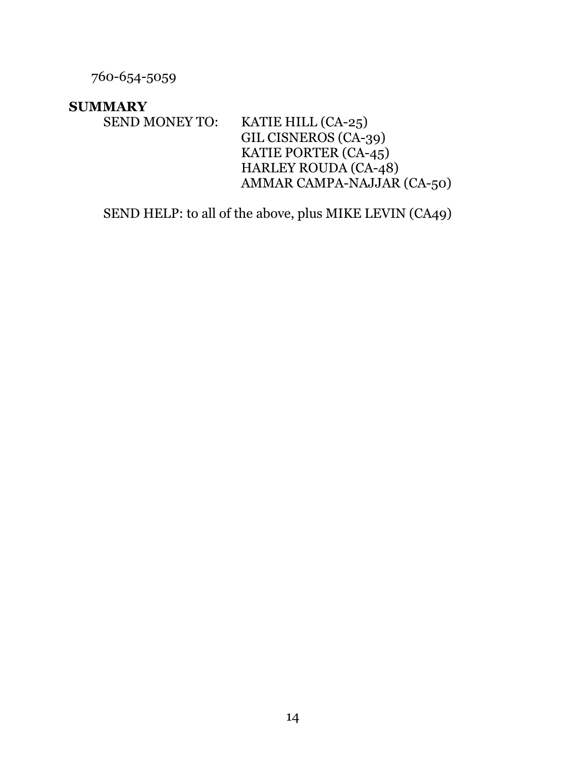760-654-5059

**SUMMARY**

SEND MONEY TO: KATIE HILL (CA-25)
GIL CISNEROS (CA-39)
KATIE PORTER (CA-45)
HARLEY ROUDA (CA-48)
AMMAR CAMPA-NAJJAR (CA-50)

SEND HELP: to all of the above, plus MIKE LEVIN (CA49)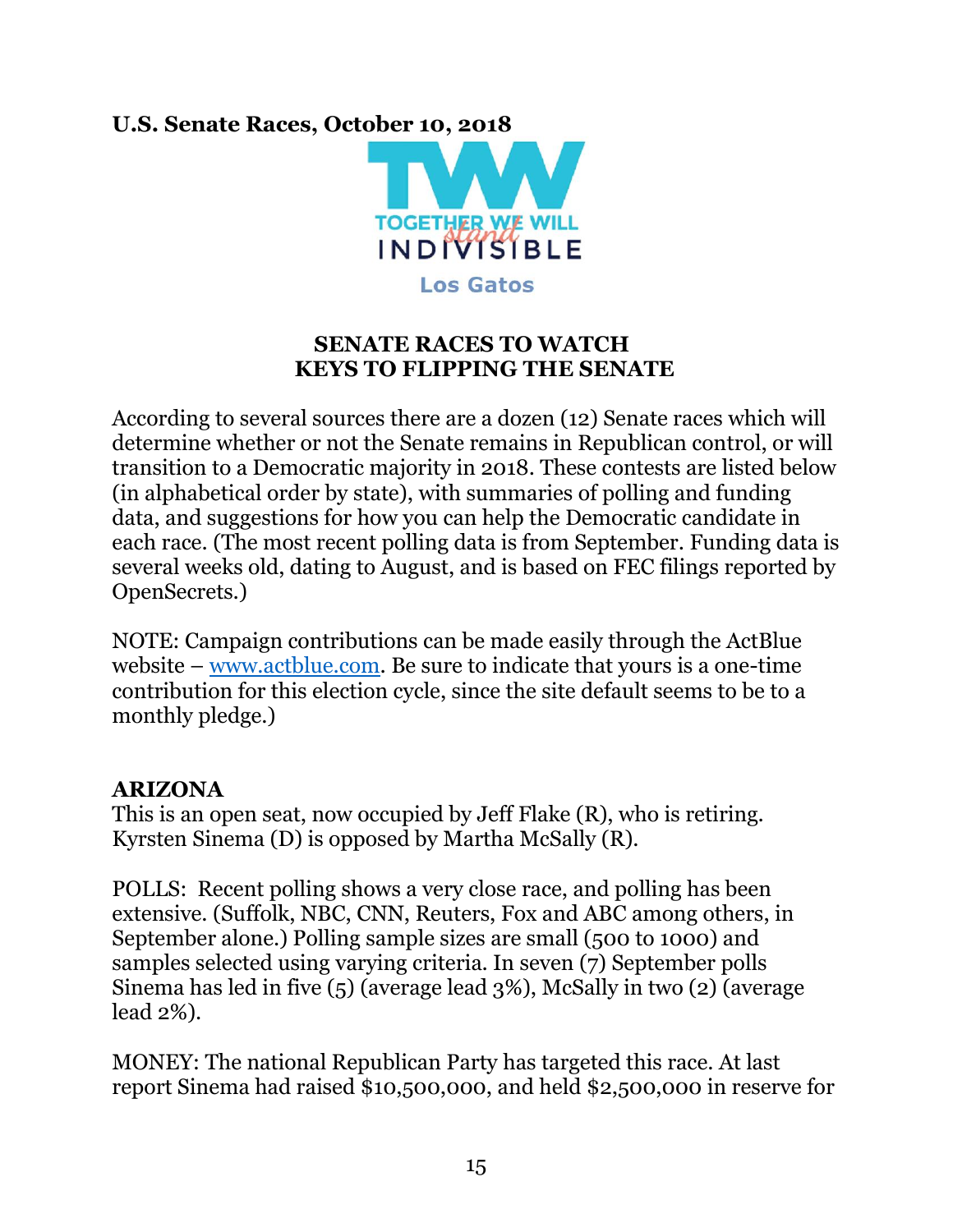**U.S. Senate Races, October 10, 2018**

## SENATE RACES TO WATCH
## KEYS TO FLIPPING THE SENATE

According to several sources there are a dozen (12) Senate races which will determine whether or not the Senate remains in Republican control, or will transition to a Democratic majority in 2018. These contests are listed below (in alphabetical order by state), with summaries of polling and funding data, and suggestions for how you can help the Democratic candidate in each race. (The most recent polling data is from September. Funding data is several weeks old, dating to August, and is based on FEC filings reported by OpenSecrets.)

NOTE: Campaign contributions can be made easily through the ActBlue website – [www.actblue.com](http://www.actblue.com). Be sure to indicate that yours is a one-time contribution for this election cycle, since the site default seems to be to a monthly pledge.)

### ARIZONA

This is an open seat, now occupied by Jeff Flake (R), who is retiring. Kyrsten Sinema (D) is opposed by Martha McSally (R).

POLLS: Recent polling shows a very close race, and polling has been extensive. (Suffolk, NBC, CNN, Reuters, Fox and ABC among others, in September alone.) Polling sample sizes are small (500 to 1000) and samples selected using varying criteria. In seven (7) September polls Sinema has led in five (5) (average lead 3%), McSally in two (2) (average lead 2%).

MONEY: The national Republican Party has targeted this race. At last report Sinema had raised $10,500,000, and held $2,500,000 in reserve for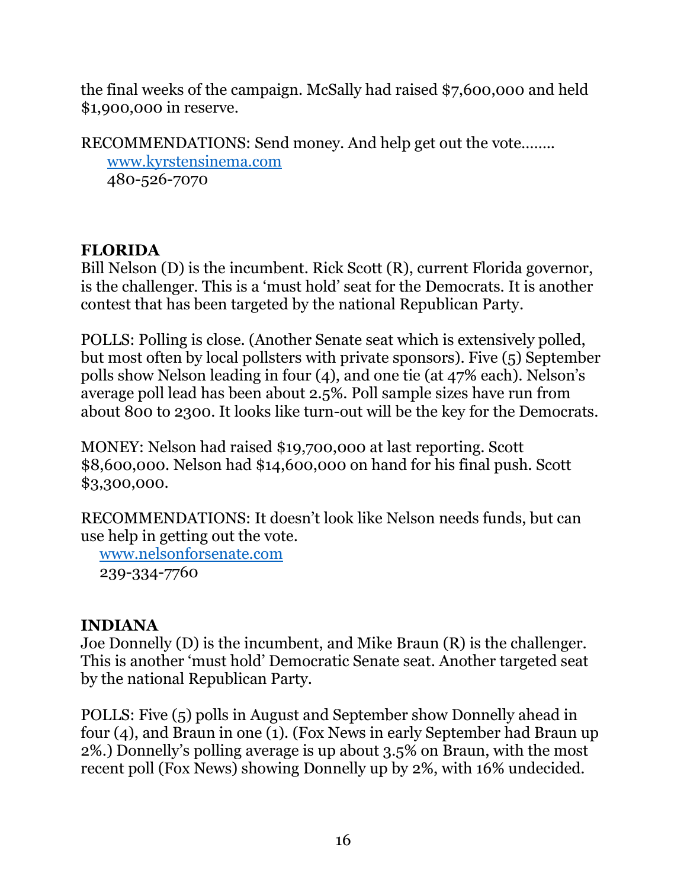the final weeks of the campaign. McSally had raised $7,600,000 and held $1,900,000 in reserve.

RECOMMENDATIONS: Send money. And help get out the vote……..
www.kyrstensinema.com
480-526-7070

**FLORIDA**
Bill Nelson (D) is the incumbent. Rick Scott (R), current Florida governor, is the challenger. This is a 'must hold' seat for the Democrats. It is another contest that has been targeted by the national Republican Party.

POLLS: Polling is close. (Another Senate seat which is extensively polled, but most often by local pollsters with private sponsors). Five (5) September polls show Nelson leading in four (4), and one tie (at 47% each). Nelson's average poll lead has been about 2.5%. Poll sample sizes have run from about 800 to 2300. It looks like turn-out will be the key for the Democrats.

MONEY: Nelson had raised $19,700,000 at last reporting. Scott $8,600,000. Nelson had $14,600,000 on hand for his final push. Scott $3,300,000.

RECOMMENDATIONS: It doesn't look like Nelson needs funds, but can use help in getting out the vote.
www.nelsonforsenate.com
239-334-7760

**INDIANA**
Joe Donnelly (D) is the incumbent, and Mike Braun (R) is the challenger. This is another 'must hold' Democratic Senate seat. Another targeted seat by the national Republican Party.

POLLS: Five (5) polls in August and September show Donnelly ahead in four (4), and Braun in one (1). (Fox News in early September had Braun up 2%.) Donnelly's polling average is up about 3.5% on Braun, with the most recent poll (Fox News) showing Donnelly up by 2%, with 16% undecided.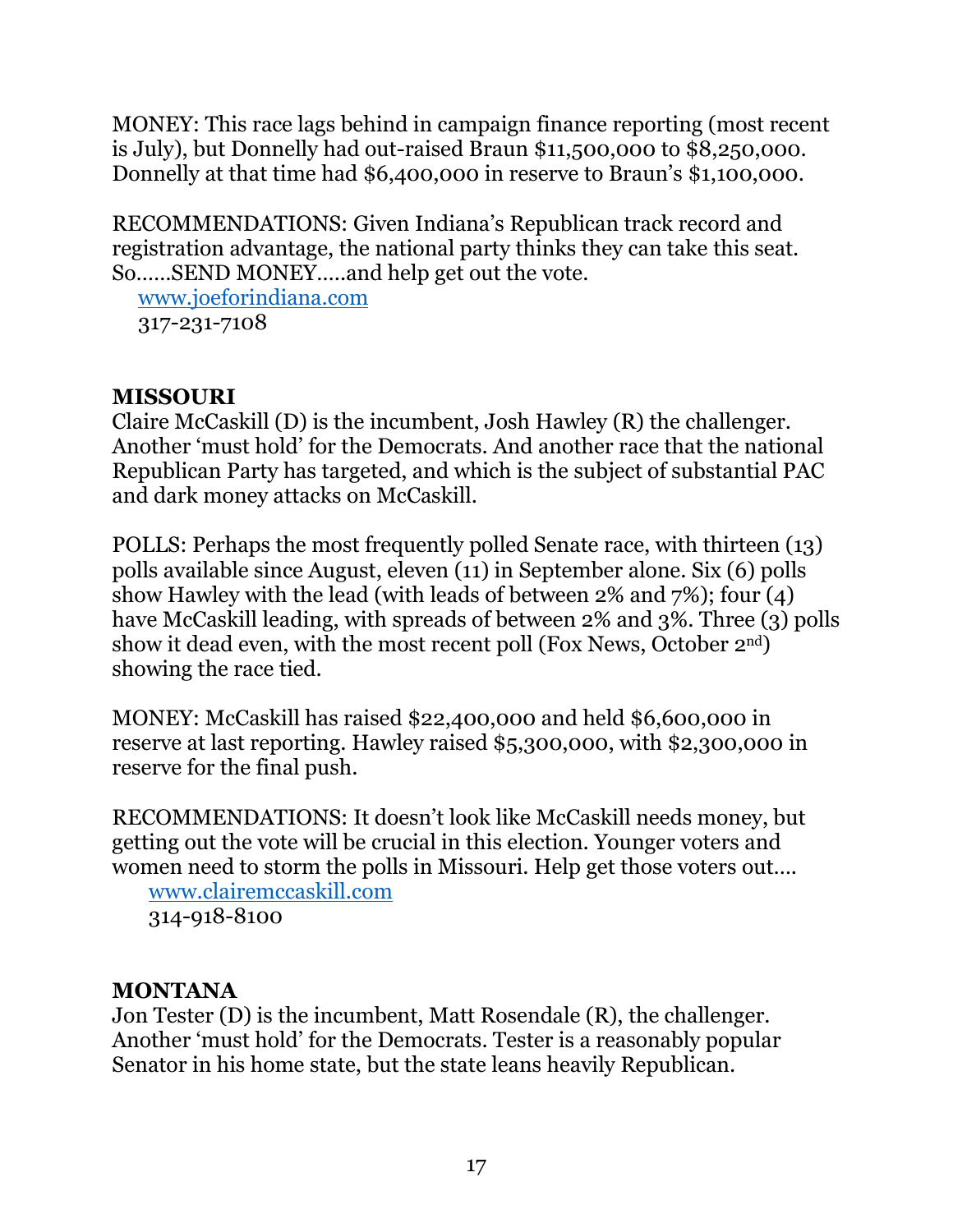MONEY: This race lags behind in campaign finance reporting (most recent is July), but Donnelly had out-raised Braun $11,500,000 to $8,250,000. Donnelly at that time had $6,400,000 in reserve to Braun's $1,100,000.

RECOMMENDATIONS: Given Indiana's Republican track record and registration advantage, the national party thinks they can take this seat. So……SEND MONEY…..and help get out the vote.

www.joeforindiana.com
317-231-7108

**MISSOURI**
Claire McCaskill (D) is the incumbent, Josh Hawley (R) the challenger. Another 'must hold' for the Democrats. And another race that the national Republican Party has targeted, and which is the subject of substantial PAC and dark money attacks on McCaskill.

POLLS: Perhaps the most frequently polled Senate race, with thirteen (13) polls available since August, eleven (11) in September alone. Six (6) polls show Hawley with the lead (with leads of between 2% and 7%); four (4) have McCaskill leading, with spreads of between 2% and 3%. Three (3) polls show it dead even, with the most recent poll (Fox News, October 2nd) showing the race tied.

MONEY: McCaskill has raised $22,400,000 and held $6,600,000 in reserve at last reporting. Hawley raised $5,300,000, with $2,300,000 in reserve for the final push.

RECOMMENDATIONS: It doesn't look like McCaskill needs money, but getting out the vote will be crucial in this election. Younger voters and women need to storm the polls in Missouri. Help get those voters out….

www.clairemccaskill.com
314-918-8100

**MONTANA**
Jon Tester (D) is the incumbent, Matt Rosendale (R), the challenger. Another 'must hold' for the Democrats. Tester is a reasonably popular Senator in his home state, but the state leans heavily Republican.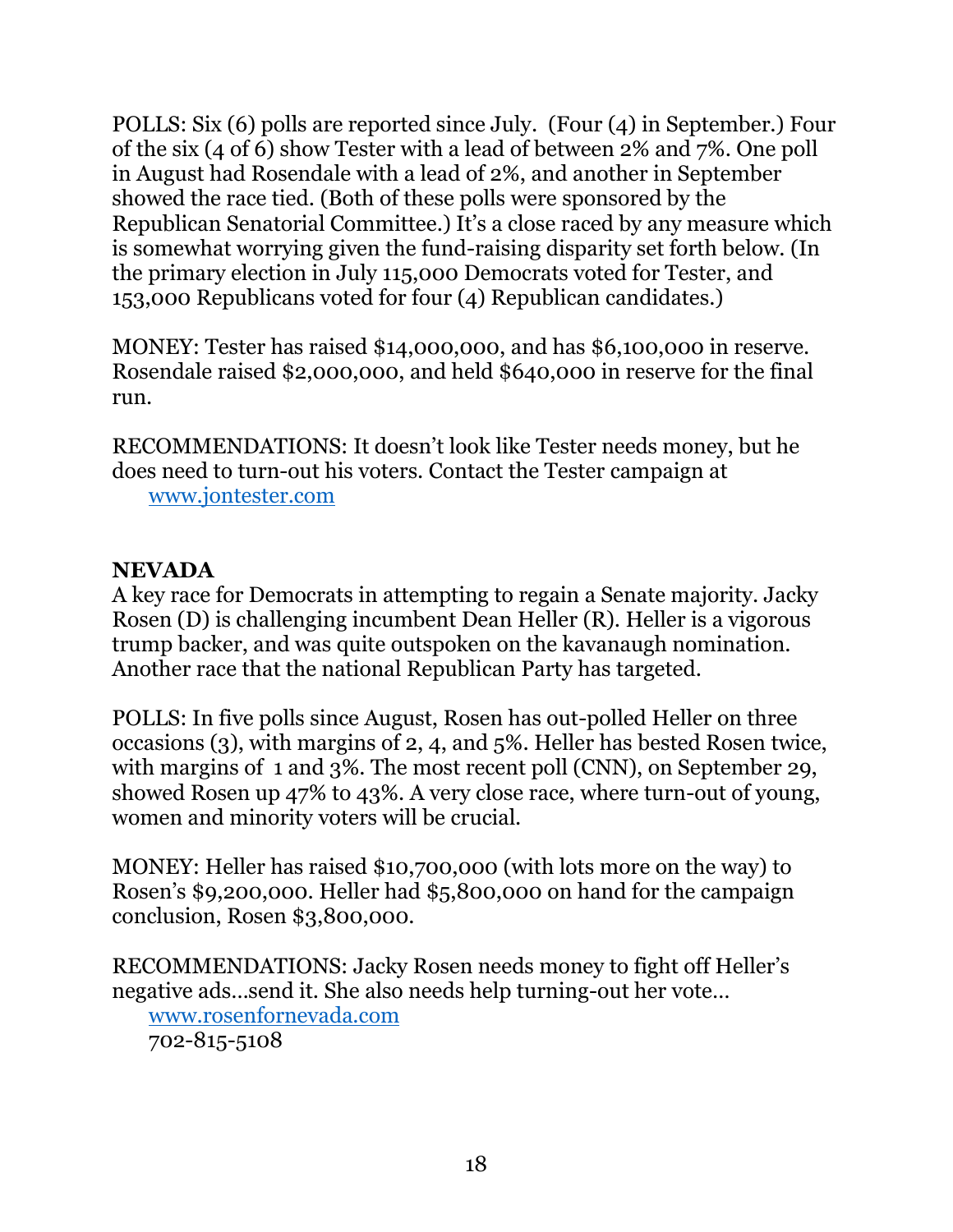POLLS: Six (6) polls are reported since July. (Four (4) in September.) Four of the six (4 of 6) show Tester with a lead of between 2% and 7%. One poll in August had Rosendale with a lead of 2%, and another in September showed the race tied. (Both of these polls were sponsored by the Republican Senatorial Committee.) It's a close raced by any measure which is somewhat worrying given the fund-raising disparity set forth below. (In the primary election in July 115,000 Democrats voted for Tester, and 153,000 Republicans voted for four (4) Republican candidates.)

MONEY: Tester has raised $14,000,000, and has $6,100,000 in reserve. Rosendale raised $2,000,000, and held $640,000 in reserve for the final run.

RECOMMENDATIONS: It doesn't look like Tester needs money, but he does need to turn-out his voters. Contact the Tester campaign at

www.jontester.com

**NEVADA**

A key race for Democrats in attempting to regain a Senate majority. Jacky Rosen (D) is challenging incumbent Dean Heller (R). Heller is a vigorous trump backer, and was quite outspoken on the kavanaugh nomination. Another race that the national Republican Party has targeted.

POLLS: In five polls since August, Rosen has out-polled Heller on three occasions (3), with margins of 2, 4, and 5%. Heller has bested Rosen twice, with margins of 1 and 3%. The most recent poll (CNN), on September 29, showed Rosen up 47% to 43%. A very close race, where turn-out of young, women and minority voters will be crucial.

MONEY: Heller has raised $10,700,000 (with lots more on the way) to Rosen's $9,200,000. Heller had $5,800,000 on hand for the campaign conclusion, Rosen $3,800,000.

RECOMMENDATIONS: Jacky Rosen needs money to fight off Heller's negative ads…send it. She also needs help turning-out her vote…

www.rosenfornevada.com

702-815-5108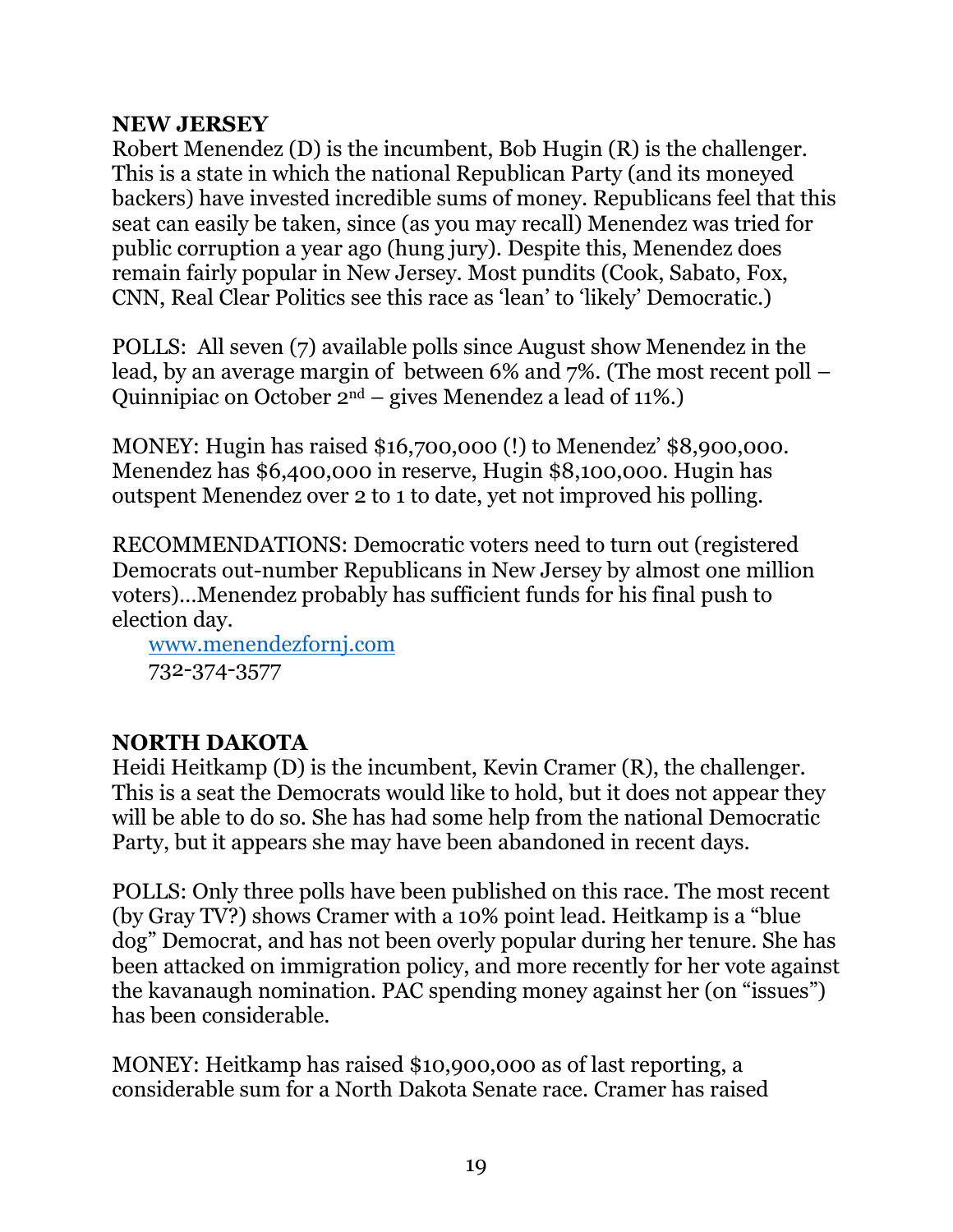**NEW JERSEY**

Robert Menendez (D) is the incumbent, Bob Hugin (R) is the challenger. This is a state in which the national Republican Party (and its moneyed backers) have invested incredible sums of money. Republicans feel that this seat can easily be taken, since (as you may recall) Menendez was tried for public corruption a year ago (hung jury). Despite this, Menendez does remain fairly popular in New Jersey. Most pundits (Cook, Sabato, Fox, CNN, Real Clear Politics see this race as 'lean' to 'likely' Democratic.)

POLLS: All seven (7) available polls since August show Menendez in the lead, by an average margin of between 6% and 7%. (The most recent poll – Quinnipiac on October 2nd – gives Menendez a lead of 11%.)

MONEY: Hugin has raised $16,700,000 (!) to Menendez' $8,900,000. Menendez has $6,400,000 in reserve, Hugin $8,100,000. Hugin has outspent Menendez over 2 to 1 to date, yet not improved his polling.

RECOMMENDATIONS: Democratic voters need to turn out (registered Democrats out-number Republicans in New Jersey by almost one million voters)…Menendez probably has sufficient funds for his final push to election day.

www.menendezfornj.com
732-374-3577

**NORTH DAKOTA**

Heidi Heitkamp (D) is the incumbent, Kevin Cramer (R), the challenger. This is a seat the Democrats would like to hold, but it does not appear they will be able to do so. She has had some help from the national Democratic Party, but it appears she may have been abandoned in recent days.

POLLS: Only three polls have been published on this race. The most recent (by Gray TV?) shows Cramer with a 10% point lead. Heitkamp is a "blue dog" Democrat, and has not been overly popular during her tenure. She has been attacked on immigration policy, and more recently for her vote against the kavanaugh nomination. PAC spending money against her (on "issues") has been considerable.

MONEY: Heitkamp has raised $10,900,000 as of last reporting, a considerable sum for a North Dakota Senate race. Cramer has raised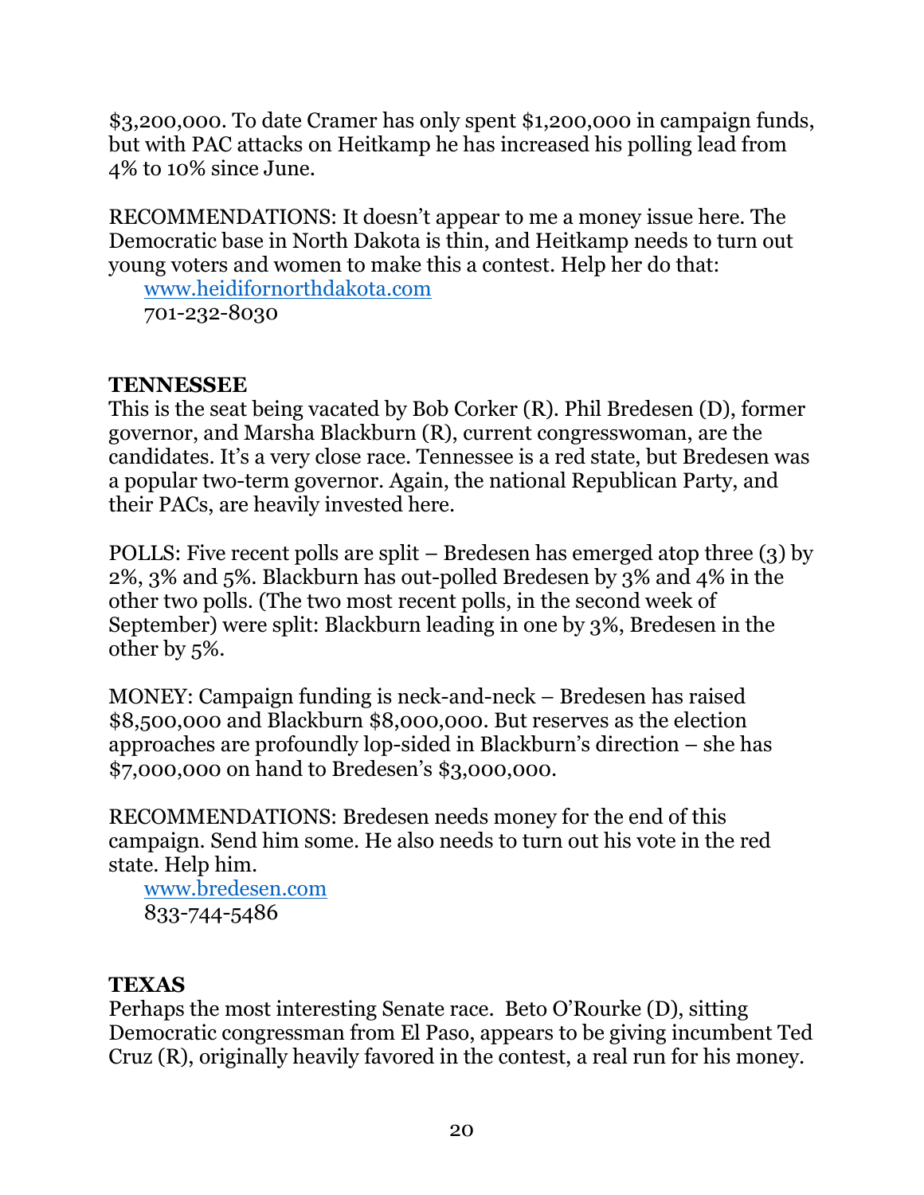$3,200,000. To date Cramer has only spent $1,200,000 in campaign funds, but with PAC attacks on Heitkamp he has increased his polling lead from 4% to 10% since June.

RECOMMENDATIONS: It doesn't appear to me a money issue here. The Democratic base in North Dakota is thin, and Heitkamp needs to turn out young voters and women to make this a contest. Help her do that:

[www.heidifornorthdakota.com](http://www.heidifornorthdakota.com)
701-232-8030

**TENNESSEE**

This is the seat being vacated by Bob Corker (R). Phil Bredesen (D), former governor, and Marsha Blackburn (R), current congresswoman, are the candidates. It's a very close race. Tennessee is a red state, but Bredesen was a popular two-term governor. Again, the national Republican Party, and their PACs, are heavily invested here.

POLLS: Five recent polls are split – Bredesen has emerged atop three (3) by 2%, 3% and 5%. Blackburn has out-polled Bredesen by 3% and 4% in the other two polls. (The two most recent polls, in the second week of September) were split: Blackburn leading in one by 3%, Bredesen in the other by 5%.

MONEY: Campaign funding is neck-and-neck – Bredesen has raised $8,500,000 and Blackburn $8,000,000. But reserves as the election approaches are profoundly lop-sided in Blackburn's direction – she has $7,000,000 on hand to Bredesen's $3,000,000.

RECOMMENDATIONS: Bredesen needs money for the end of this campaign. Send him some. He also needs to turn out his vote in the red state. Help him.

[www.bredesen.com](http://www.bredesen.com)
833-744-5486

**TEXAS**

Perhaps the most interesting Senate race. Beto O'Rourke (D), sitting Democratic congressman from El Paso, appears to be giving incumbent Ted Cruz (R), originally heavily favored in the contest, a real run for his money.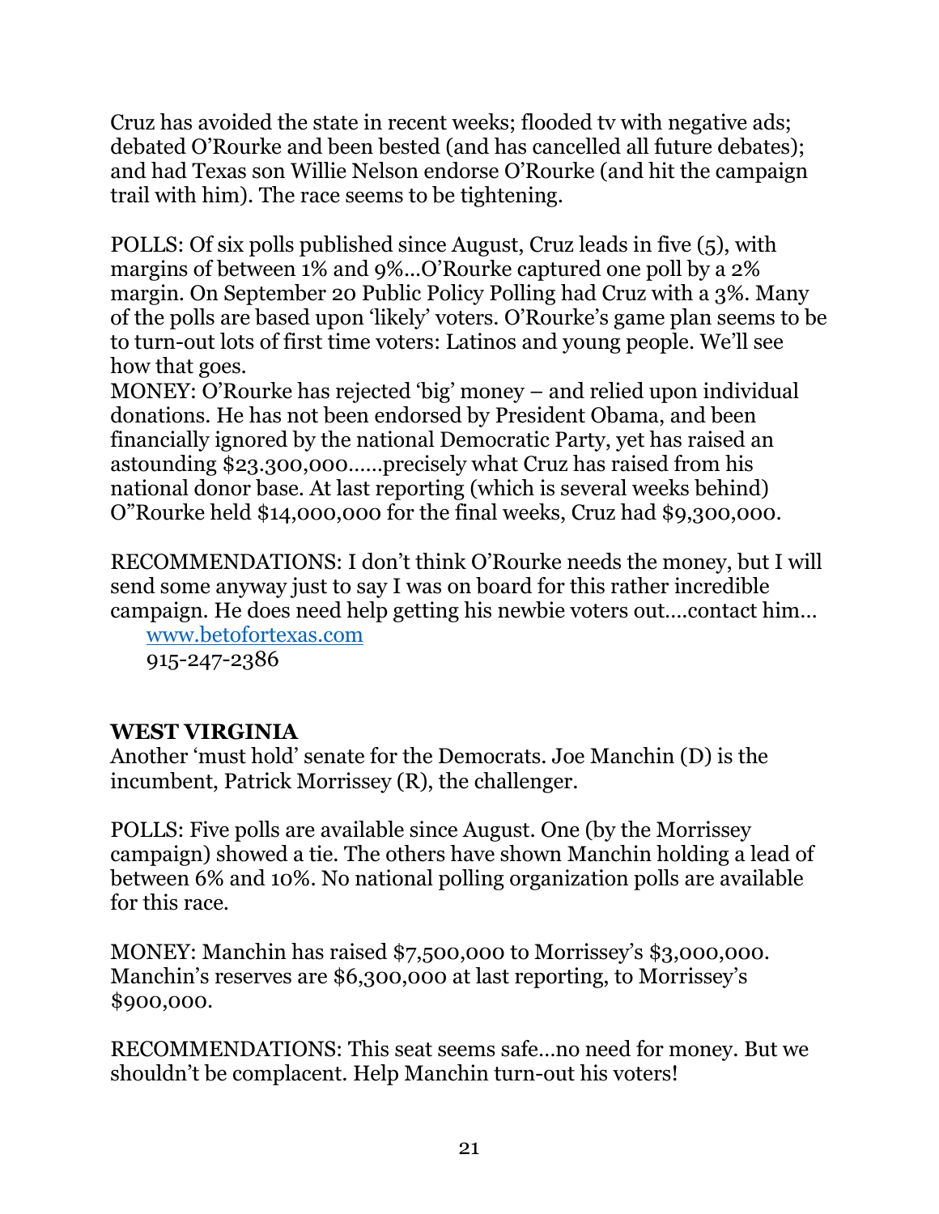Cruz has avoided the state in recent weeks; flooded tv with negative ads; debated O'Rourke and been bested (and has cancelled all future debates); and had Texas son Willie Nelson endorse O'Rourke (and hit the campaign trail with him). The race seems to be tightening.

POLLS: Of six polls published since August, Cruz leads in five (5), with margins of between 1% and 9%...O'Rourke captured one poll by a 2% margin. On September 20 Public Policy Polling had Cruz with a 3%. Many of the polls are based upon 'likely' voters. O'Rourke's game plan seems to be to turn-out lots of first time voters: Latinos and young people. We'll see how that goes.

MONEY: O'Rourke has rejected 'big' money – and relied upon individual donations. He has not been endorsed by President Obama, and been financially ignored by the national Democratic Party, yet has raised an astounding $23.300,000......precisely what Cruz has raised from his national donor base. At last reporting (which is several weeks behind) O"Rourke held $14,000,000 for the final weeks, Cruz had $9,300,000.

RECOMMENDATIONS: I don't think O'Rourke needs the money, but I will send some anyway just to say I was on board for this rather incredible campaign. He does need help getting his newbie voters out....contact him...

www.betofortexas.com
915-247-2386

**WEST VIRGINIA**

Another 'must hold' senate for the Democrats. Joe Manchin (D) is the incumbent, Patrick Morrissey (R), the challenger.

POLLS: Five polls are available since August. One (by the Morrissey campaign) showed a tie. The others have shown Manchin holding a lead of between 6% and 10%. No national polling organization polls are available for this race.

MONEY: Manchin has raised $7,500,000 to Morrissey's $3,000,000. Manchin's reserves are $6,300,000 at last reporting, to Morrissey's $900,000.

RECOMMENDATIONS: This seat seems safe...no need for money. But we shouldn't be complacent. Help Manchin turn-out his voters!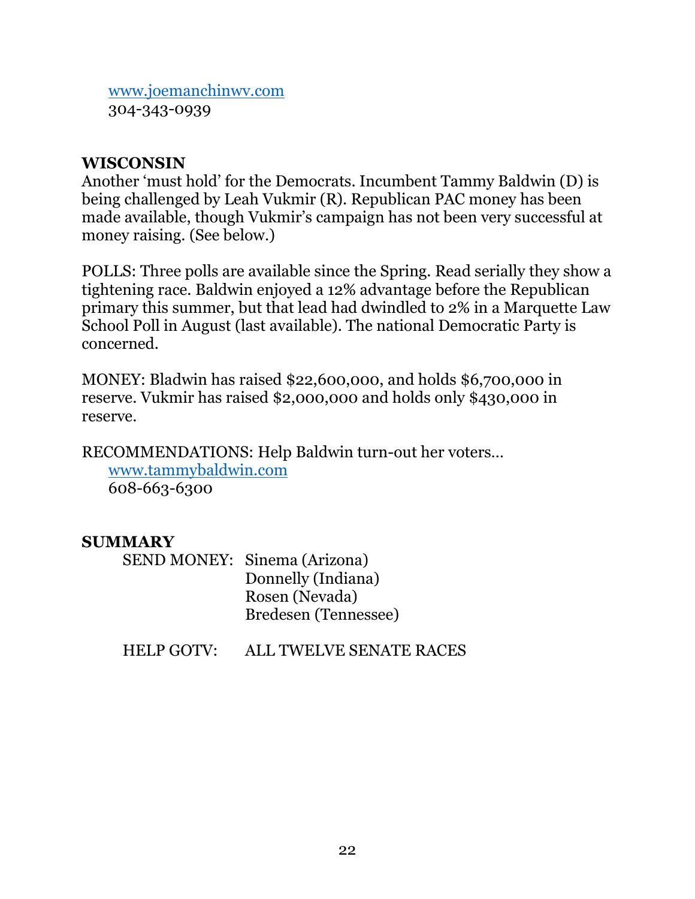[www.joemanchinwv.com](http://www.joemanchinwv.com)
304-343-0939

**WISCONSIN**
Another 'must hold' for the Democrats. Incumbent Tammy Baldwin (D) is being challenged by Leah Vukmir (R). Republican PAC money has been made available, though Vukmir's campaign has not been very successful at money raising. (See below.)

POLLS: Three polls are available since the Spring. Read serially they show a tightening race. Baldwin enjoyed a 12% advantage before the Republican primary this summer, but that lead had dwindled to 2% in a Marquette Law School Poll in August (last available). The national Democratic Party is concerned.

MONEY: Bladwin has raised $22,600,000, and holds $6,700,000 in reserve. Vukmir has raised $2,000,000 and holds only $430,000 in reserve.

RECOMMENDATIONS: Help Baldwin turn-out her voters…
[www.tammybaldwin.com](http://www.tammybaldwin.com)
608-663-6300

**SUMMARY**

SEND MONEY: Sinema (Arizona)
Donnelly (Indiana)
Rosen (Nevada)
Bredesen (Tennessee)

HELP GOTV: ALL TWELVE SENATE RACES